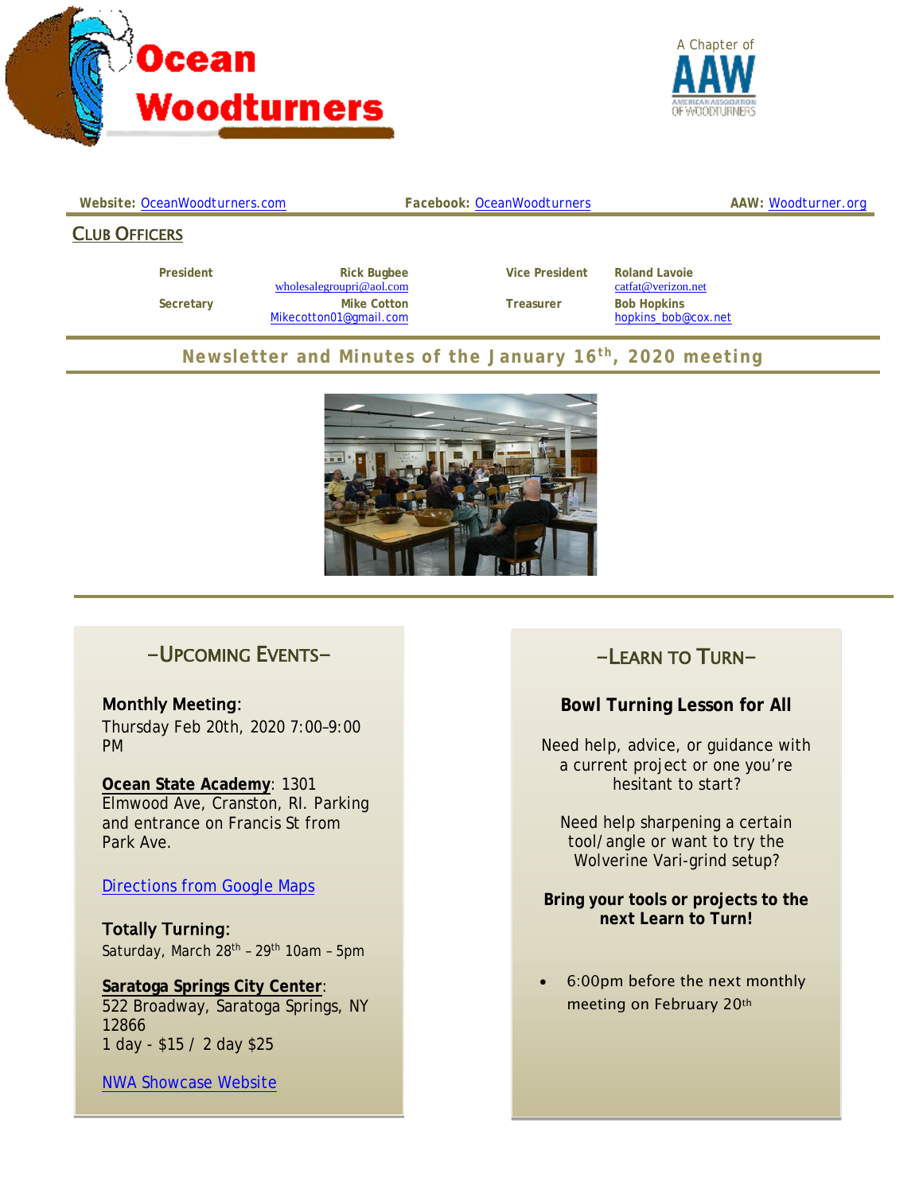# Ocean Woodturners

A Chapter of AAW — American Association of Woodturners

**Website:** OceanWoodturners.com **Facebook:** OceanWoodturners **AAW:** Woodturner.org

## Club Officers

| | | | |
|---|---|---|---|
| **President** | **Rick Bugbee** wholesalegroupri@aol.com | **Vice President** | **Roland Lavoie** catfat@verizon.net |
| **Secretary** | **Mike Cotton** Mikecotton01@gmail.com | **Treasurer** | **Bob Hopkins** hopkins_bob@cox.net |

## Newsletter and Minutes of the January 16th, 2020 meeting

## –Upcoming Events–

**Monthly Meeting:**
Thursday Feb 20th, 2020 7:00–9:00 PM

**Ocean State Academy**: 1301 Elmwood Ave, Cranston, RI. Parking and entrance on Francis St from Park Ave.

Directions from Google Maps

**Totally Turning:**
Saturday, March 28th – 29th 10am – 5pm

**Saratoga Springs City Center**:
522 Broadway, Saratoga Springs, NY 12866
1 day - $15 / 2 day $25

NWA Showcase Website

## –Learn to Turn–

**Bowl Turning Lesson for All**

Need help, advice, or guidance with a current project or one you're hesitant to start?

Need help sharpening a certain tool/angle or want to try the Wolverine Vari-grind setup?

**Bring your tools or projects to the next Learn to Turn!**

- 6:00pm before the next monthly meeting on February 20th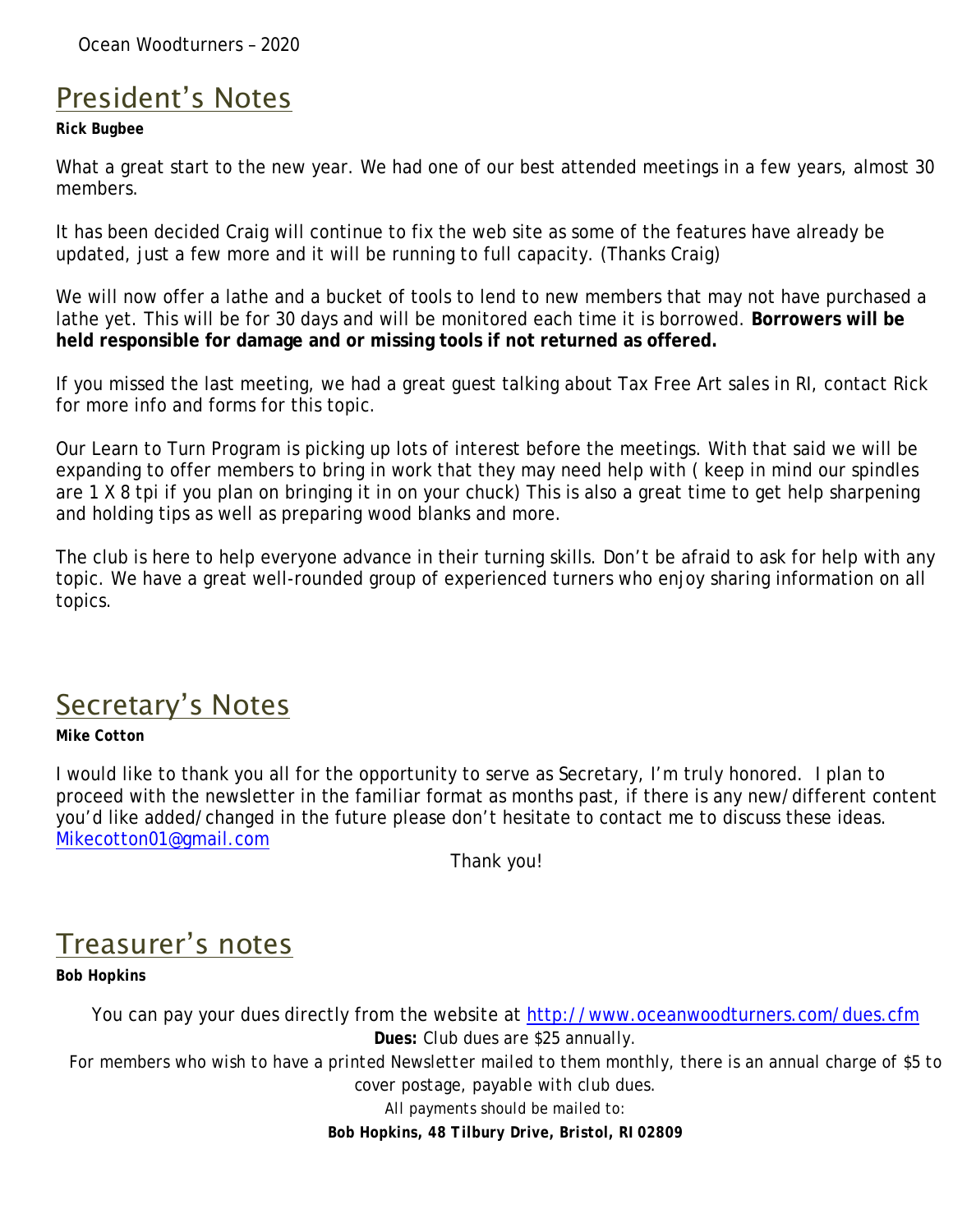## President's Notes

**Rick Bugbee**

What a great start to the new year. We had one of our best attended meetings in a few years, almost 30 members.

It has been decided Craig will continue to fix the web site as some of the features have already be updated, just a few more and it will be running to full capacity. (Thanks Craig)

We will now offer a lathe and a bucket of tools to lend to new members that may not have purchased a lathe yet. This will be for 30 days and will be monitored each time it is borrowed. **Borrowers will be held responsible for damage and or missing tools if not returned as offered.**

If you missed the last meeting, we had a great guest talking about Tax Free Art sales in RI, contact Rick for more info and forms for this topic.

Our Learn to Turn Program is picking up lots of interest before the meetings. With that said we will be expanding to offer members to bring in work that they may need help with ( keep in mind our spindles are 1 X 8 tpi if you plan on bringing it in on your chuck) This is also a great time to get help sharpening and holding tips as well as preparing wood blanks and more.

The club is here to help everyone advance in their turning skills. Don't be afraid to ask for help with any topic. We have a great well-rounded group of experienced turners who enjoy sharing information on all topics.

## Secretary's Notes

**Mike Cotton**

I would like to thank you all for the opportunity to serve as Secretary, I'm truly honored. I plan to proceed with the newsletter in the familiar format as months past, if there is any new/different content you'd like added/changed in the future please don't hesitate to contact me to discuss these ideas. [Mikecotton01@gmail.com](mailto:Mikecotton01@gmail.com)

Thank you!

## Treasurer's notes

**Bob Hopkins**

You can pay your dues directly from the website at [http://www.oceanwoodturners.com/dues.cfm](http://www.oceanwoodturners.com/dues.cfm)

**Dues:** Club dues are $25 annually.

For members who wish to have a printed Newsletter mailed to them monthly, there is an annual charge of $5 to cover postage, payable with club dues.

All payments should be mailed to:

**Bob Hopkins, 48 Tilbury Drive, Bristol, RI 02809**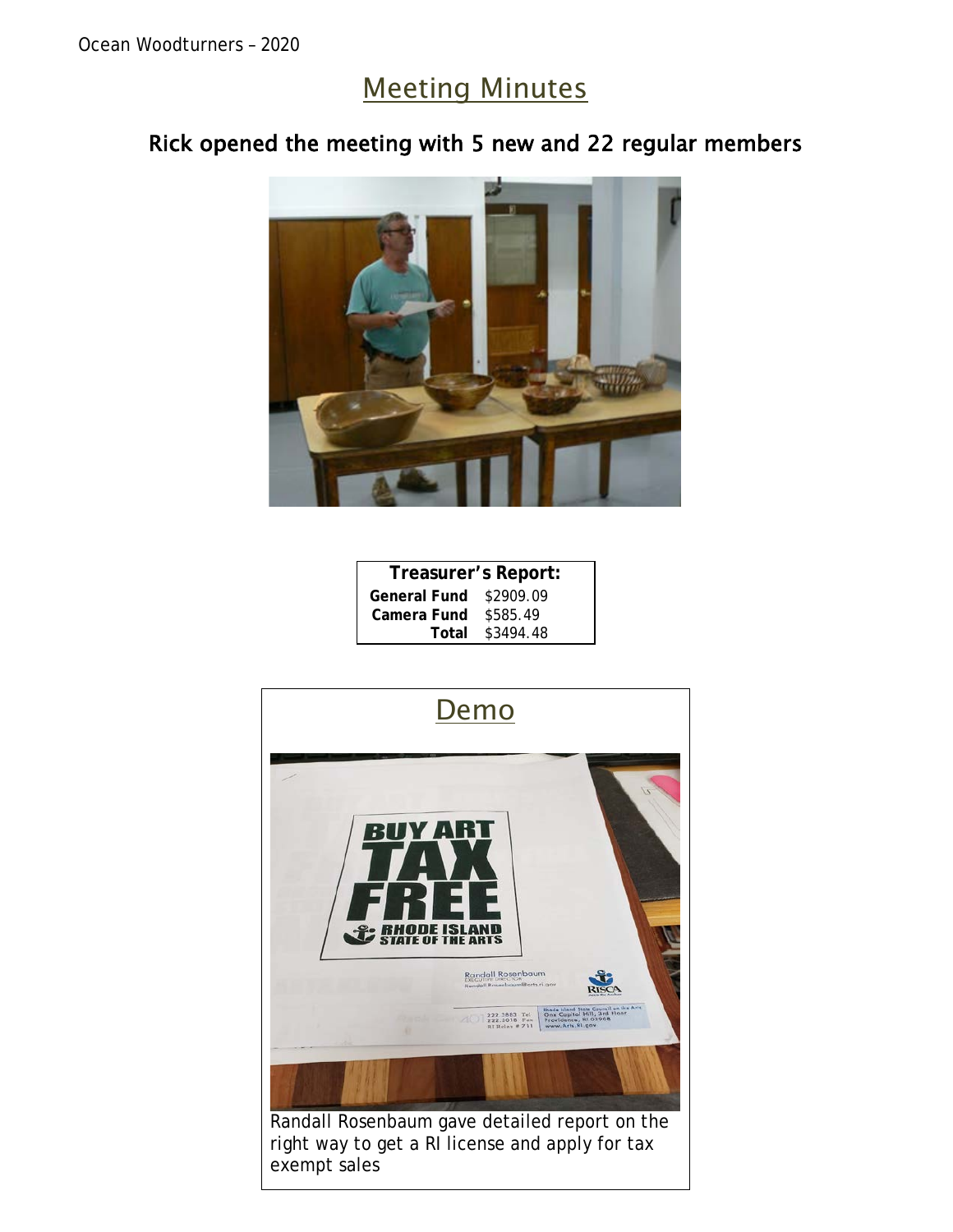# Meeting Minutes

## Rick opened the meeting with 5 new and 22 regular members

| Treasurer's Report: | |
|---|---|
| **General Fund** | $2909.09 |
| **Camera Fund** | $585.49 |
| **Total** | $3494.48 |

## Demo

Randall Rosenbaum gave detailed report on the right way to get a RI license and apply for tax exempt sales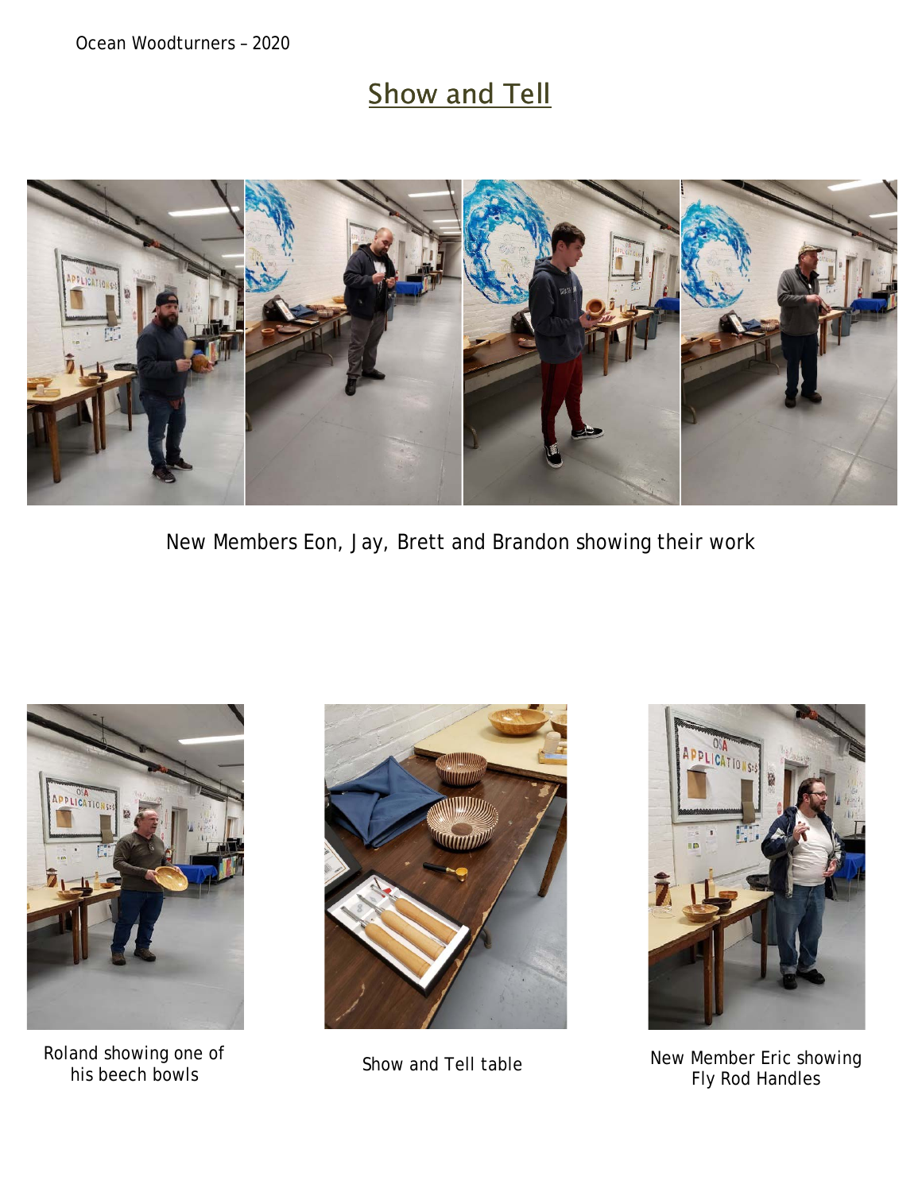## Show and Tell

New Members Eon, Jay, Brett and Brandon showing their work

Roland showing one of his beech bowls

Show and Tell table

New Member Eric showing Fly Rod Handles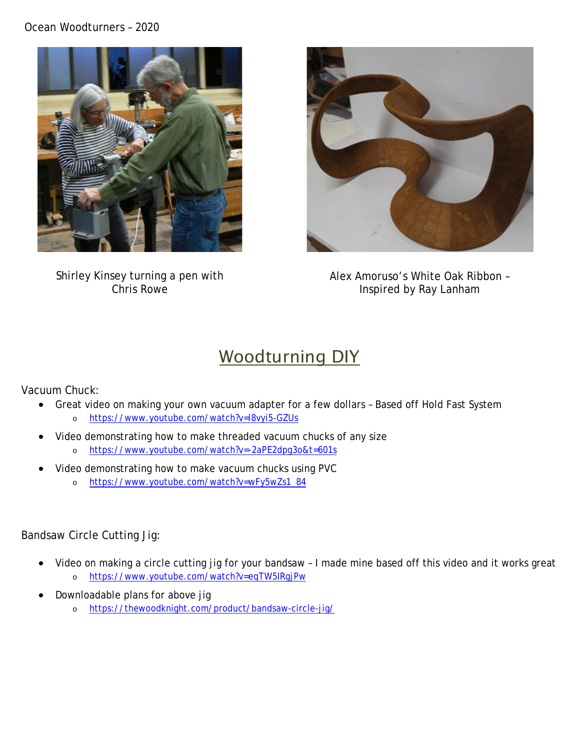Shirley Kinsey turning a pen with Chris Rowe

Alex Amoruso's White Oak Ribbon – Inspired by Ray Lanham

# Woodturning DIY

Vacuum Chuck:

- Great video on making your own vacuum adapter for a few dollars – Based off Hold Fast System
  - https://www.youtube.com/watch?v=I8vyi5-GZUs
- Video demonstrating how to make threaded vacuum chucks of any size
  - https://www.youtube.com/watch?v=-2aPE2dpg3o&t=601s
- Video demonstrating how to make vacuum chucks using PVC
  - https://www.youtube.com/watch?v=wFy5wZs1_84

Bandsaw Circle Cutting Jig:

- Video on making a circle cutting jig for your bandsaw – I made mine based off this video and it works great
  - https://www.youtube.com/watch?v=eqTW5IRgjPw
- Downloadable plans for above jig
  - https://thewoodknight.com/product/bandsaw-circle-jig/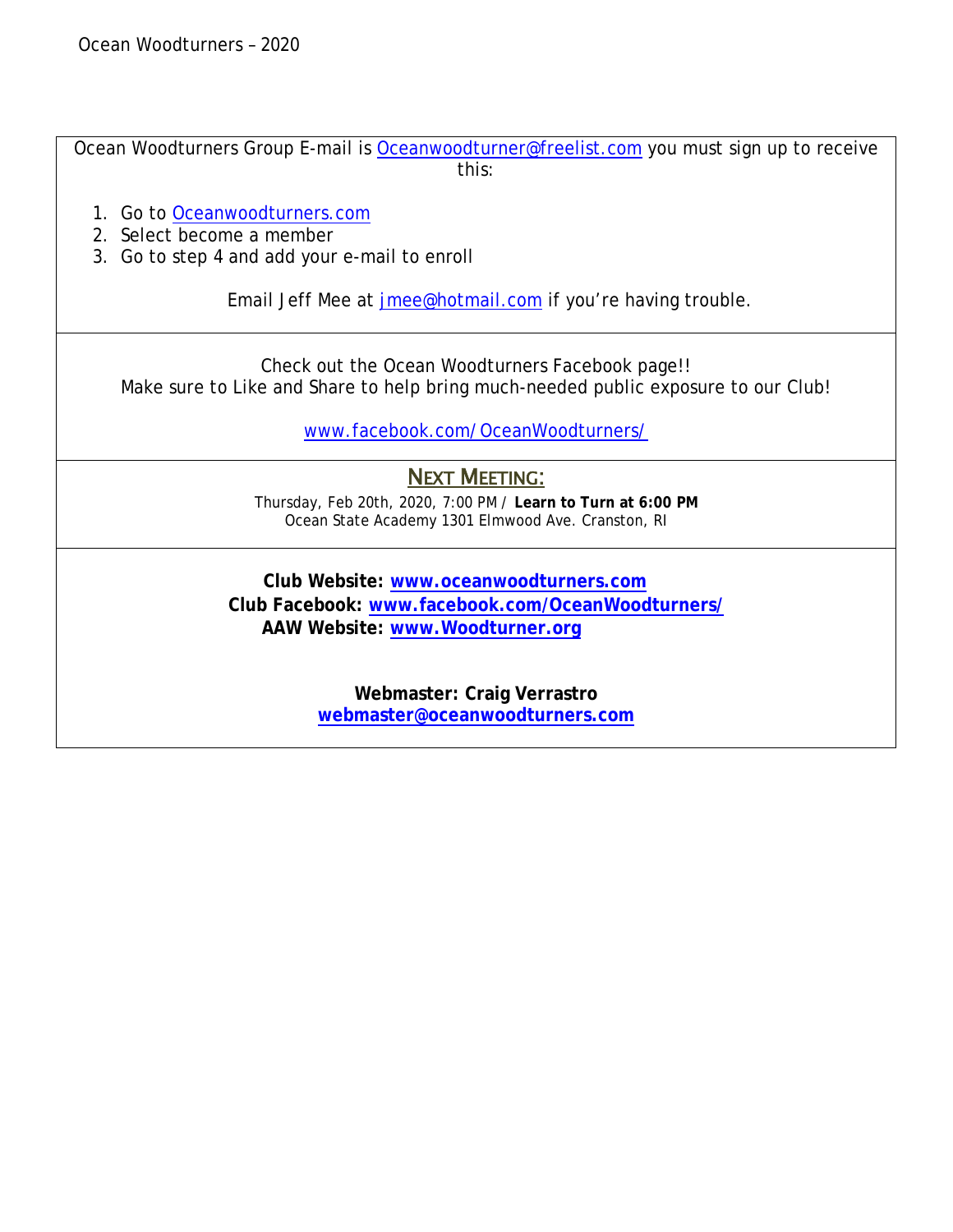Ocean Woodturners Group E-mail is Oceanwoodturner@freelist.com you must sign up to receive this:

1. Go to Oceanwoodturners.com
2. Select become a member
3. Go to step 4 and add your e-mail to enroll

Email Jeff Mee at jmee@hotmail.com if you're having trouble.

---

Check out the Ocean Woodturners Facebook page!!
Make sure to Like and Share to help bring much-needed public exposure to our Club!

www.facebook.com/OceanWoodturners/

---

## NEXT MEETING:

Thursday, Feb 20th, 2020, 7:00 PM / **Learn to Turn at 6:00 PM**
Ocean State Academy 1301 Elmwood Ave. Cranston, RI

---

**Club Website: www.oceanwoodturners.com**
**Club Facebook: www.facebook.com/OceanWoodturners/**
**AAW Website: www.Woodturner.org**

**Webmaster: Craig Verrastro**
**webmaster@oceanwoodturners.com**